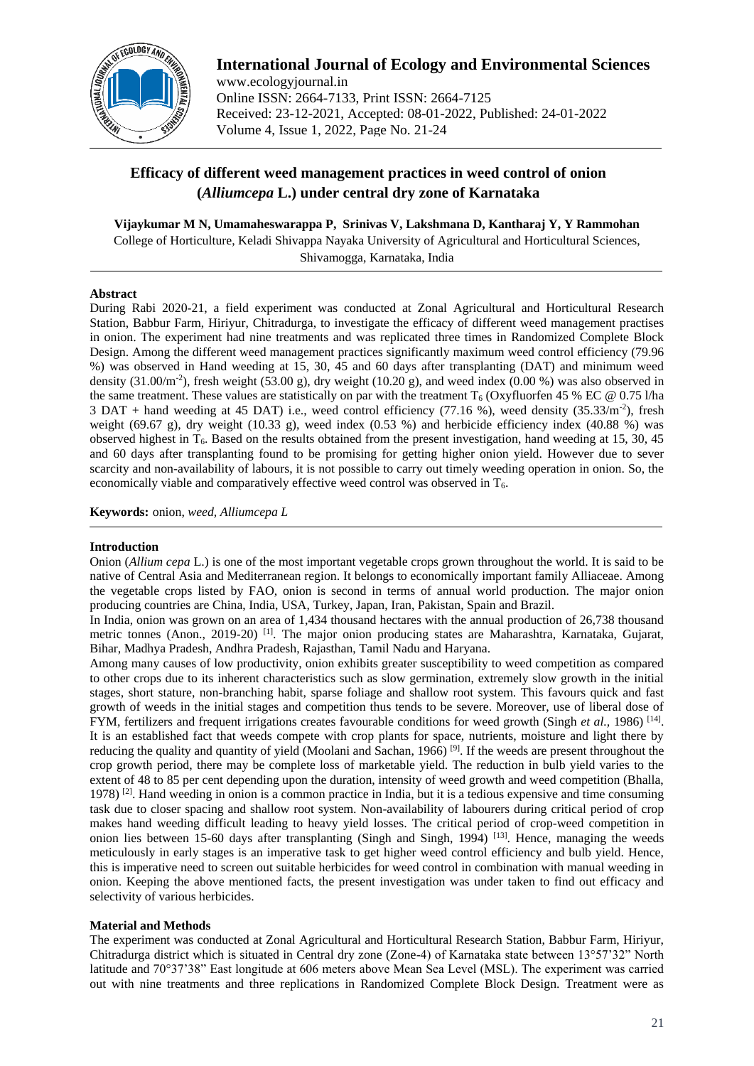# Efficacy of different weed management practices in weed control of onion (*Alliumcepa* L.) under central dry zone of Karnataka

**Vijaykumar M N, Umamaheswarappa P, Srinivas V, Lakshmana D, Kantharaj Y, Y Rammohan**

College of Horticulture, Keladi Shivappa Nayaka University of Agricultural and Horticultural Sciences, Shivamogga, Karnataka, India

## Abstract

During Rabi 2020-21, a field experiment was conducted at Zonal Agricultural and Horticultural Research Station, Babbur Farm, Hiriyur, Chitradurga, to investigate the efficacy of different weed management practises in onion. The experiment had nine treatments and was replicated three times in Randomized Complete Block Design. Among the different weed management practices significantly maximum weed control efficiency (79.96 %) was observed in Hand weeding at 15, 30, 45 and 60 days after transplanting (DAT) and minimum weed density (31.00/m$^{-2}$), fresh weight (53.00 g), dry weight (10.20 g), and weed index (0.00 %) was also observed in the same treatment. These values are statistically on par with the treatment $T_6$ (Oxyfluorfen 45 % EC @ 0.75 l/ha 3 DAT + hand weeding at 45 DAT) i.e., weed control efficiency (77.16 %), weed density (35.33/m$^{-2}$), fresh weight (69.67 g), dry weight (10.33 g), weed index (0.53 %) and herbicide efficiency index (40.88 %) was observed highest in $T_6$. Based on the results obtained from the present investigation, hand weeding at 15, 30, 45 and 60 days after transplanting found to be promising for getting higher onion yield. However due to sever scarcity and non-availability of labours, it is not possible to carry out timely weeding operation in onion. So, the economically viable and comparatively effective weed control was observed in $T_6$.

**Keywords:** onion, *weed, Alliumcepa L*

## Introduction

Onion (*Allium cepa* L.) is one of the most important vegetable crops grown throughout the world. It is said to be native of Central Asia and Mediterranean region. It belongs to economically important family Alliaceae. Among the vegetable crops listed by FAO, onion is second in terms of annual world production. The major onion producing countries are China, India, USA, Turkey, Japan, Iran, Pakistan, Spain and Brazil.

In India, onion was grown on an area of 1,434 thousand hectares with the annual production of 26,738 thousand metric tonnes (Anon., 2019-20) [1]. The major onion producing states are Maharashtra, Karnataka, Gujarat, Bihar, Madhya Pradesh, Andhra Pradesh, Rajasthan, Tamil Nadu and Haryana.

Among many causes of low productivity, onion exhibits greater susceptibility to weed competition as compared to other crops due to its inherent characteristics such as slow germination, extremely slow growth in the initial stages, short stature, non-branching habit, sparse foliage and shallow root system. This favours quick and fast growth of weeds in the initial stages and competition thus tends to be severe. Moreover, use of liberal dose of FYM, fertilizers and frequent irrigations creates favourable conditions for weed growth (Singh *et al.,* 1986) [14]. It is an established fact that weeds compete with crop plants for space, nutrients, moisture and light there by reducing the quality and quantity of yield (Moolani and Sachan, 1966) [9]. If the weeds are present throughout the crop growth period, there may be complete loss of marketable yield. The reduction in bulb yield varies to the extent of 48 to 85 per cent depending upon the duration, intensity of weed growth and weed competition (Bhalla, 1978) [2]. Hand weeding in onion is a common practice in India, but it is a tedious expensive and time consuming task due to closer spacing and shallow root system. Non-availability of labourers during critical period of crop makes hand weeding difficult leading to heavy yield losses. The critical period of crop-weed competition in onion lies between 15-60 days after transplanting (Singh and Singh, 1994) [13]. Hence, managing the weeds meticulously in early stages is an imperative task to get higher weed control efficiency and bulb yield. Hence, this is imperative need to screen out suitable herbicides for weed control in combination with manual weeding in onion. Keeping the above mentioned facts, the present investigation was under taken to find out efficacy and selectivity of various herbicides.

## Material and Methods

The experiment was conducted at Zonal Agricultural and Horticultural Research Station, Babbur Farm, Hiriyur, Chitradurga district which is situated in Central dry zone (Zone-4) of Karnataka state between 13°57'32" North latitude and 70°37'38" East longitude at 606 meters above Mean Sea Level (MSL). The experiment was carried out with nine treatments and three replications in Randomized Complete Block Design. Treatment were as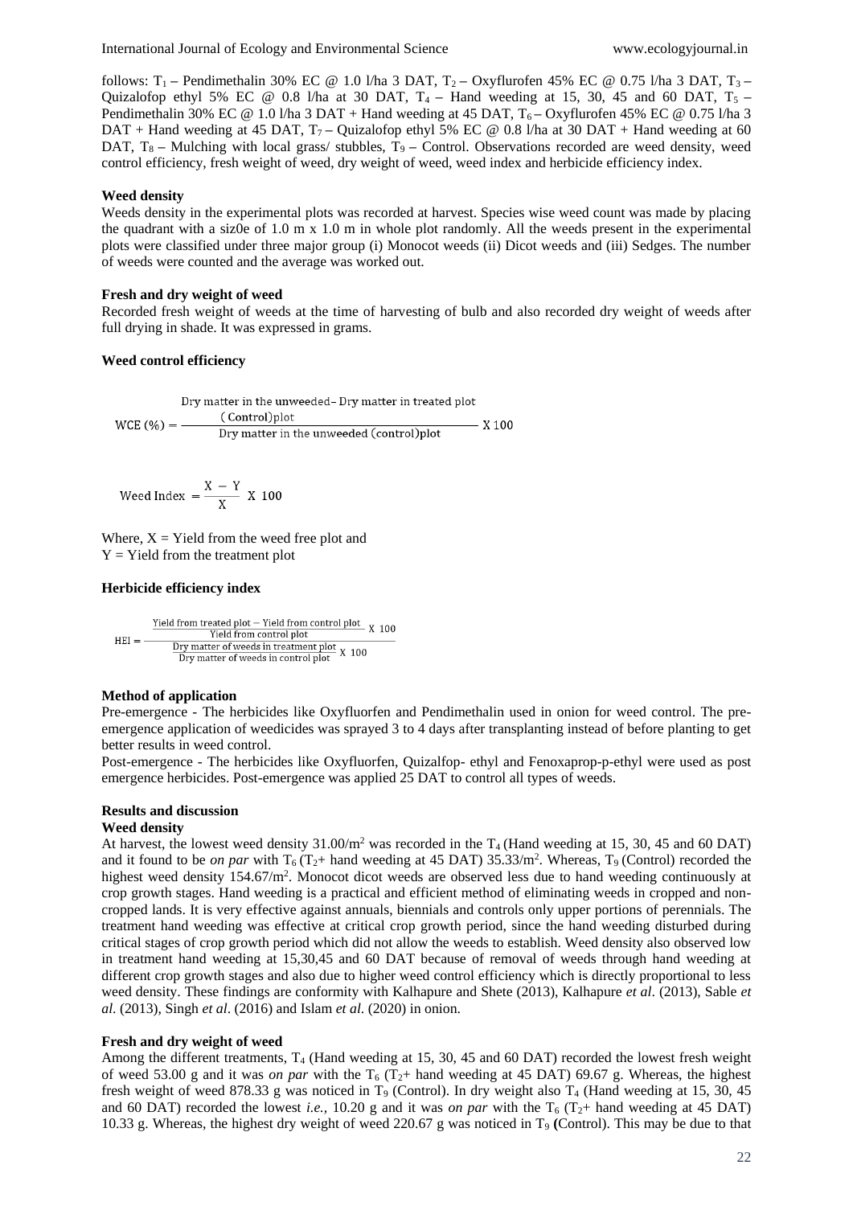follows: $T_1$ – Pendimethalin 30% EC @ 1.0 l/ha 3 DAT, $T_2$ – Oxyflurofen 45% EC @ 0.75 l/ha 3 DAT, $T_3$ – Quizalofop ethyl 5% EC @ 0.8 l/ha at 30 DAT, $T_4$ – Hand weeding at 15, 30, 45 and 60 DAT, $T_5$ – Pendimethalin 30% EC @ 1.0 l/ha 3 DAT + Hand weeding at 45 DAT, $T_6$ – Oxyflurofen 45% EC @ 0.75 l/ha 3 DAT + Hand weeding at 45 DAT, $T_7$ – Quizalofop ethyl 5% EC @ 0.8 l/ha at 30 DAT + Hand weeding at 60 DAT, $T_8$ – Mulching with local grass/ stubbles, $T_9$ – Control. Observations recorded are weed density, weed control efficiency, fresh weight of weed, dry weight of weed, weed index and herbicide efficiency index.

**Weed density**

Weeds density in the experimental plots was recorded at harvest. Species wise weed count was made by placing the quadrant with a siz0e of 1.0 m x 1.0 m in whole plot randomly. All the weeds present in the experimental plots were classified under three major group (i) Monocot weeds (ii) Dicot weeds and (iii) Sedges. The number of weeds were counted and the average was worked out.

**Fresh and dry weight of weed**

Recorded fresh weight of weeds at the time of harvesting of bulb and also recorded dry weight of weeds after full drying in shade. It was expressed in grams.

**Weed control efficiency**

$$\text{WCE (\%)} = \frac{\text{Dry matter in the unweeded (Control)plot} - \text{Dry matter in treated plot}}{\text{Dry matter in the unweeded (control)plot}} \times 100$$

$$\text{Weed Index} = \frac{X - Y}{X} \times 100$$

Where, X = Yield from the weed free plot and
Y = Yield from the treatment plot

**Herbicide efficiency index**

$$\text{HEI} = \frac{\dfrac{\text{Yield from treated plot} - \text{Yield from control plot}}{\text{Yield from control plot}} \times 100}{\dfrac{\text{Dry matter of weeds in treatment plot}}{\text{Dry matter of weeds in control plot}} \times 100}$$

**Method of application**

Pre-emergence - The herbicides like Oxyfluorfen and Pendimethalin used in onion for weed control. The pre-emergence application of weedicides was sprayed 3 to 4 days after transplanting instead of before planting to get better results in weed control.

Post-emergence - The herbicides like Oxyfluorfen, Quizalfop- ethyl and Fenoxaprop-p-ethyl were used as post emergence herbicides. Post-emergence was applied 25 DAT to control all types of weeds.

## Results and discussion

**Weed density**

At harvest, the lowest weed density 31.00/$m^2$ was recorded in the $T_4$ (Hand weeding at 15, 30, 45 and 60 DAT) and it found to be *on par* with $T_6$ ($T_2$+ hand weeding at 45 DAT) 35.33/$m^2$. Whereas, $T_9$ (Control) recorded the highest weed density 154.67/$m^2$. Monocot dicot weeds are observed less due to hand weeding continuously at crop growth stages. Hand weeding is a practical and efficient method of eliminating weeds in cropped and non-cropped lands. It is very effective against annuals, biennials and controls only upper portions of perennials. The treatment hand weeding was effective at critical crop growth period, since the hand weeding disturbed during critical stages of crop growth period which did not allow the weeds to establish. Weed density also observed low in treatment hand weeding at 15,30,45 and 60 DAT because of removal of weeds through hand weeding at different crop growth stages and also due to higher weed control efficiency which is directly proportional to less weed density. These findings are conformity with Kalhapure and Shete (2013), Kalhapure *et al*. (2013), Sable *et al*. (2013), Singh *et al*. (2016) and Islam *et al*. (2020) in onion.

**Fresh and dry weight of weed**

Among the different treatments, $T_4$ (Hand weeding at 15, 30, 45 and 60 DAT) recorded the lowest fresh weight of weed 53.00 g and it was *on par* with the $T_6$ ($T_2$+ hand weeding at 45 DAT) 69.67 g. Whereas, the highest fresh weight of weed 878.33 g was noticed in $T_9$ (Control). In dry weight also $T_4$ (Hand weeding at 15, 30, 45 and 60 DAT) recorded the lowest *i.e.*, 10.20 g and it was *on par* with the $T_6$ ($T_2$+ hand weeding at 45 DAT) 10.33 g. Whereas, the highest dry weight of weed 220.67 g was noticed in $T_9$ **(**Control). This may be due to that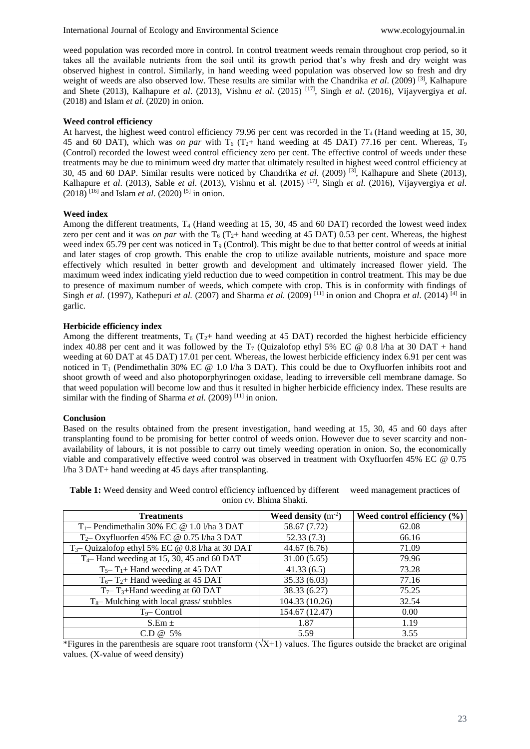weed population was recorded more in control. In control treatment weeds remain throughout crop period, so it takes all the available nutrients from the soil until its growth period that's why fresh and dry weight was observed highest in control. Similarly, in hand weeding weed population was observed low so fresh and dry weight of weeds are also observed low. These results are similar with the Chandrika *et al*. (2009) [3], Kalhapure and Shete (2013), Kalhapure *et al*. (2013), Vishnu *et al*. (2015) [17], Singh *et al*. (2016), Vijayvergiya *et al*. (2018) and Islam *et al.* (2020) in onion.

**Weed control efficiency**

At harvest, the highest weed control efficiency 79.96 per cent was recorded in the $T_4$ (Hand weeding at 15, 30, 45 and 60 DAT), which was *on par* with $T_6$ ($T_2$+ hand weeding at 45 DAT) 77.16 per cent. Whereas, $T_9$ (Control) recorded the lowest weed control efficiency zero per cent. The effective control of weeds under these treatments may be due to minimum weed dry matter that ultimately resulted in highest weed control efficiency at 30, 45 and 60 DAP. Similar results were noticed by Chandrika *et al*. (2009) [3], Kalhapure and Shete (2013), Kalhapure *et al*. (2013), Sable *et al*. (2013), Vishnu et al. (2015) [17], Singh *et al*. (2016), Vijayvergiya *et al*. (2018) [16] and Islam *et al*. (2020) [5] in onion.

**Weed index**

Among the different treatments, $T_4$ (Hand weeding at 15, 30, 45 and 60 DAT) recorded the lowest weed index zero per cent and it was *on par* with the $T_6$ ($T_2$+ hand weeding at 45 DAT) 0.53 per cent. Whereas, the highest weed index 65.79 per cent was noticed in $T_9$ (Control). This might be due to that better control of weeds at initial and later stages of crop growth. This enable the crop to utilize available nutrients, moisture and space more effectively which resulted in better growth and development and ultimately increased flower yield. The maximum weed index indicating yield reduction due to weed competition in control treatment. This may be due to presence of maximum number of weeds, which compete with crop. This is in conformity with findings of Singh *et al.* (1997), Kathepuri *et al.* (2007) and Sharma *et al.* (2009) [11] in onion and Chopra *et al*. (2014) [4] in garlic.

**Herbicide efficiency index**

Among the different treatments, $T_6$ ($T_2$+ hand weeding at 45 DAT) recorded the highest herbicide efficiency index 40.88 per cent and it was followed by the $T_7$ (Quizalofop ethyl 5% EC @ 0.8 l/ha at 30 DAT + hand weeding at 60 DAT at 45 DAT) 17.01 per cent. Whereas, the lowest herbicide efficiency index 6.91 per cent was noticed in $T_1$ (Pendimethalin 30% EC @ 1.0 l/ha 3 DAT). This could be due to Oxyfluorfen inhibits root and shoot growth of weed and also photoporphyrinogen oxidase, leading to irreversible cell membrane damage. So that weed population will become low and thus it resulted in higher herbicide efficiency index. These results are similar with the finding of Sharma *et al.* (2009) [11] in onion.

**Conclusion**

Based on the results obtained from the present investigation, hand weeding at 15, 30, 45 and 60 days after transplanting found to be promising for better control of weeds onion. However due to sever scarcity and non-availability of labours, it is not possible to carry out timely weeding operation in onion. So, the economically viable and comparatively effective weed control was observed in treatment with Oxyfluorfen 45% EC @ 0.75 l/ha 3 DAT+ hand weeding at 45 days after transplanting.

**Table 1:** Weed density and Weed control efficiency influenced by different weed management practices of onion *cv*. Bhima Shakti.

| Treatments | Weed density ($m^{-2}$) | Weed control efficiency (%) |
|---|---|---|
| $T_1$– Pendimethalin 30% EC @ 1.0 l/ha 3 DAT | 58.67 (7.72) | 62.08 |
| $T_2$– Oxyfluorfen 45% EC @ 0.75 l/ha 3 DAT | 52.33 (7.3) | 66.16 |
| $T_3$– Quizalofop ethyl 5% EC @ 0.8 l/ha at 30 DAT | 44.67 (6.76) | 71.09 |
| $T_4$– Hand weeding at 15, 30, 45 and 60 DAT | 31.00 (5.65) | 79.96 |
| $T_5$– $T_1$+ Hand weeding at 45 DAT | 41.33 (6.5) | 73.28 |
| $T_6$– $T_2$+ Hand weeding at 45 DAT | 35.33 (6.03) | 77.16 |
| $T_7$– $T_3$+Hand weeding at 60 DAT | 38.33 (6.27) | 75.25 |
| $T_8$– Mulching with local grass/ stubbles | 104.33 (10.26) | 32.54 |
| $T_9$– Control | 154.67 (12.47) | 0.00 |
| S.Em ± | 1.87 | 1.19 |
| C.D @ 5% | 5.59 | 3.55 |

*Figures in the parenthesis are square root transform ($\sqrt{X+1}$) values. The figures outside the bracket are original values. (X-value of weed density)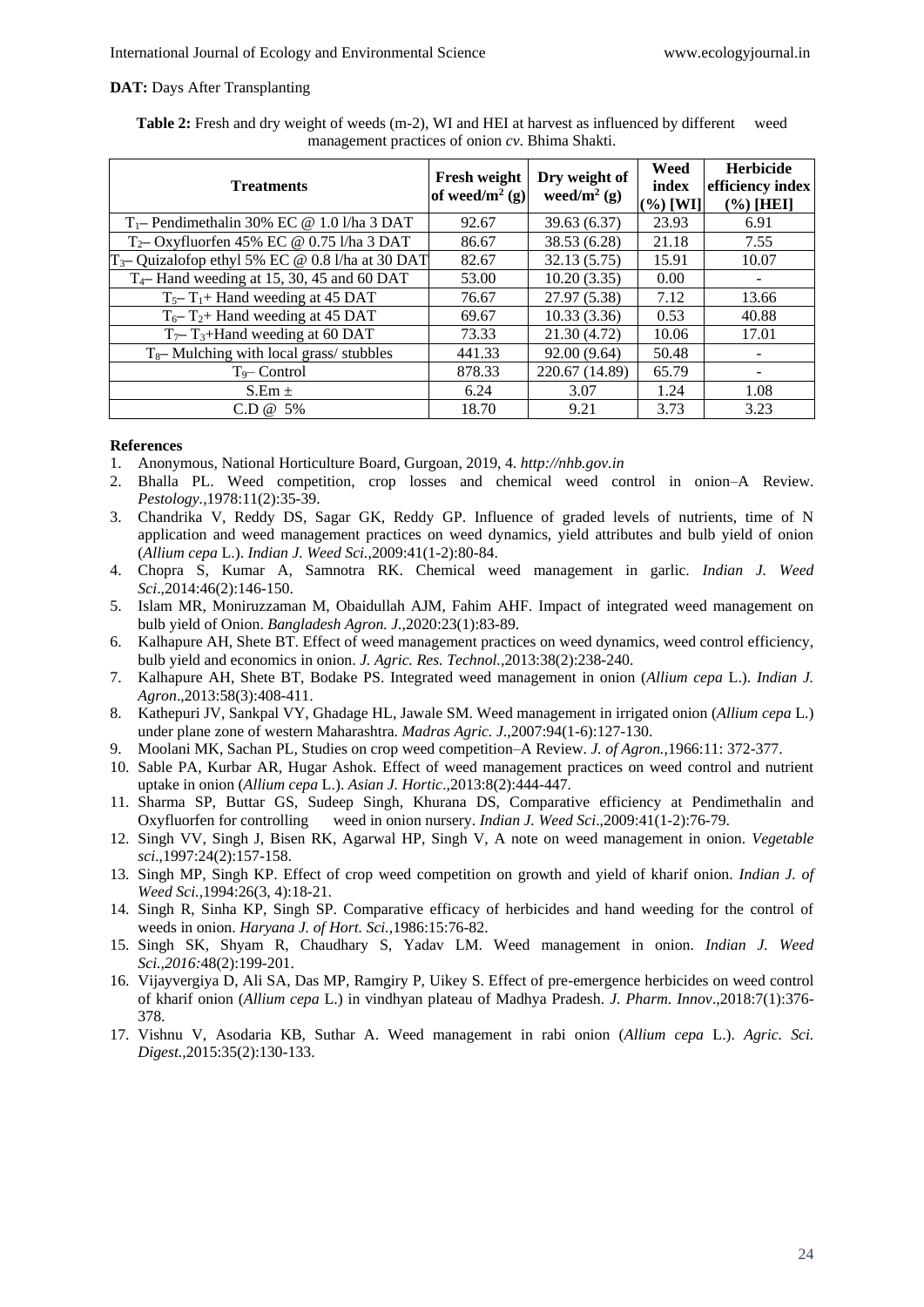**DAT:** Days After Transplanting

**Table 2:** Fresh and dry weight of weeds (m-2), WI and HEI at harvest as influenced by different weed management practices of onion *cv*. Bhima Shakti.

| Treatments | Fresh weight of weed/$m^2$ (g) | Dry weight of weed/$m^2$ (g) | Weed index (%) [WI] | Herbicide efficiency index (%) [HEI] |
|---|---|---|---|---|
| $T_1$– Pendimethalin 30% EC @ 1.0 l/ha 3 DAT | 92.67 | 39.63 (6.37) | 23.93 | 6.91 |
| $T_2$– Oxyfluorfen 45% EC @ 0.75 l/ha 3 DAT | 86.67 | 38.53 (6.28) | 21.18 | 7.55 |
| $T_3$– Quizalofop ethyl 5% EC @ 0.8 l/ha at 30 DAT | 82.67 | 32.13 (5.75) | 15.91 | 10.07 |
| $T_4$– Hand weeding at 15, 30, 45 and 60 DAT | 53.00 | 10.20 (3.35) | 0.00 | - |
| $T_5$– $T_1$+ Hand weeding at 45 DAT | 76.67 | 27.97 (5.38) | 7.12 | 13.66 |
| $T_6$– $T_2$+ Hand weeding at 45 DAT | 69.67 | 10.33 (3.36) | 0.53 | 40.88 |
| $T_7$– $T_3$+Hand weeding at 60 DAT | 73.33 | 21.30 (4.72) | 10.06 | 17.01 |
| $T_8$– Mulching with local grass/ stubbles | 441.33 | 92.00 (9.64) | 50.48 | - |
| $T_9$– Control | 878.33 | 220.67 (14.89) | 65.79 | - |
| S.Em ± | 6.24 | 3.07 | 1.24 | 1.08 |
| C.D @ 5% | 18.70 | 9.21 | 3.73 | 3.23 |

## References

1. Anonymous, National Horticulture Board, Gurgoan, 2019, 4. *http://nhb.gov.in*
2. Bhalla PL. Weed competition, crop losses and chemical weed control in onion–A Review. *Pestology.*,1978:11(2):35-39.
3. Chandrika V, Reddy DS, Sagar GK, Reddy GP. Influence of graded levels of nutrients, time of N application and weed management practices on weed dynamics, yield attributes and bulb yield of onion (*Allium cepa* L.). *Indian J. Weed Sci.*,2009:41(1-2):80-84.
4. Chopra S, Kumar A, Samnotra RK. Chemical weed management in garlic. *Indian J. Weed Sci*.,2014:46(2):146-150.
5. Islam MR, Moniruzzaman M, Obaidullah AJM, Fahim AHF. Impact of integrated weed management on bulb yield of Onion. *Bangladesh Agron. J.*,2020:23(1):83-89.
6. Kalhapure AH, Shete BT. Effect of weed management practices on weed dynamics, weed control efficiency, bulb yield and economics in onion. *J. Agric. Res. Technol.*,2013:38(2):238-240.
7. Kalhapure AH, Shete BT, Bodake PS. Integrated weed management in onion (*Allium cepa* L.). *Indian J. Agron*.,2013:58(3):408-411.
8. Kathepuri JV, Sankpal VY, Ghadage HL, Jawale SM. Weed management in irrigated onion (*Allium cepa* L.) under plane zone of western Maharashtra. *Madras Agric. J*.,2007:94(1-6):127-130.
9. Moolani MK, Sachan PL, Studies on crop weed competition–A Review. *J. of Agron.*,1966:11: 372-377.
10. Sable PA, Kurbar AR, Hugar Ashok. Effect of weed management practices on weed control and nutrient uptake in onion (*Allium cepa* L.). *Asian J. Hortic*.,2013:8(2):444-447.
11. Sharma SP, Buttar GS, Sudeep Singh, Khurana DS, Comparative efficiency at Pendimethalin and Oxyfluorfen for controlling weed in onion nursery. *Indian J. Weed Sci*.,2009:41(1-2):76-79.
12. Singh VV, Singh J, Bisen RK, Agarwal HP, Singh V, A note on weed management in onion. *Vegetable sci.*,1997:24(2):157-158.
13. Singh MP, Singh KP. Effect of crop weed competition on growth and yield of kharif onion. *Indian J. of Weed Sci.*,1994:26(3, 4):18-21.
14. Singh R, Sinha KP, Singh SP. Comparative efficacy of herbicides and hand weeding for the control of weeds in onion. *Haryana J. of Hort. Sci.*,1986:15:76-82.
15. Singh SK, Shyam R, Chaudhary S, Yadav LM. Weed management in onion. *Indian J. Weed Sci.,2016:*48(2):199-201.
16. Vijayvergiya D, Ali SA, Das MP, Ramgiry P, Uikey S. Effect of pre-emergence herbicides on weed control of kharif onion (*Allium cepa* L.) in vindhyan plateau of Madhya Pradesh. *J. Pharm. Innov*.,2018:7(1):376-378.
17. Vishnu V, Asodaria KB, Suthar A. Weed management in rabi onion (*Allium cepa* L.). *Agric. Sci. Digest.*,2015:35(2):130-133.